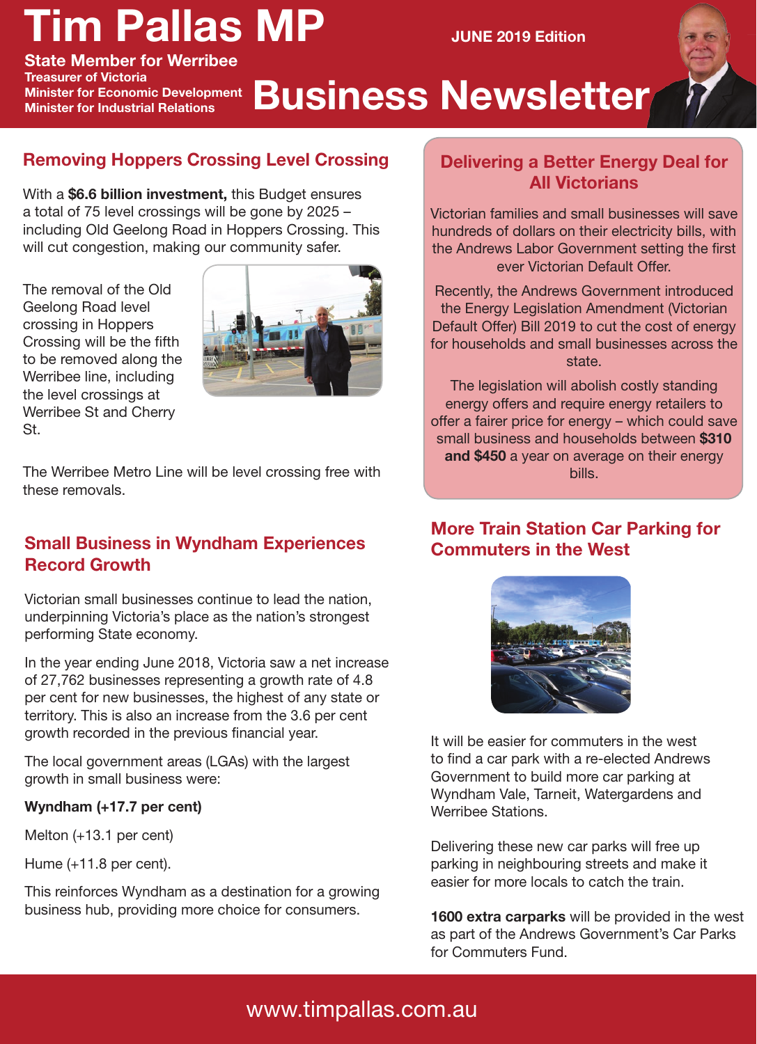# Tim Pallas MP

**State Member for Werribee**
**Treasurer of Victoria**
**Minister for Economic Development**
**Minister for Industrial Relations**

**JUNE 2019 Edition**

# Business Newsletter

## Removing Hoppers Crossing Level Crossing

With a **$6.6 billion investment,** this Budget ensures a total of 75 level crossings will be gone by 2025 – including Old Geelong Road in Hoppers Crossing. This will cut congestion, making our community safer.

The removal of the Old Geelong Road level crossing in Hoppers Crossing will be the fifth to be removed along the Werribee line, including the level crossings at Werribee St and Cherry St.

The Werribee Metro Line will be level crossing free with these removals.

## Small Business in Wyndham Experiences Record Growth

Victorian small businesses continue to lead the nation, underpinning Victoria's place as the nation's strongest performing State economy.

In the year ending June 2018, Victoria saw a net increase of 27,762 businesses representing a growth rate of 4.8 per cent for new businesses, the highest of any state or territory. This is also an increase from the 3.6 per cent growth recorded in the previous financial year.

The local government areas (LGAs) with the largest growth in small business were:

**Wyndham (+17.7 per cent)**

Melton (+13.1 per cent)

Hume (+11.8 per cent).

This reinforces Wyndham as a destination for a growing business hub, providing more choice for consumers.

## Delivering a Better Energy Deal for All Victorians

Victorian families and small businesses will save hundreds of dollars on their electricity bills, with the Andrews Labor Government setting the first ever Victorian Default Offer.

Recently, the Andrews Government introduced the Energy Legislation Amendment (Victorian Default Offer) Bill 2019 to cut the cost of energy for households and small businesses across the state.

The legislation will abolish costly standing energy offers and require energy retailers to offer a fairer price for energy – which could save small business and households between **$310 and $450** a year on average on their energy bills.

## More Train Station Car Parking for Commuters in the West

It will be easier for commuters in the west to find a car park with a re-elected Andrews Government to build more car parking at Wyndham Vale, Tarneit, Watergardens and Werribee Stations.

Delivering these new car parks will free up parking in neighbouring streets and make it easier for more locals to catch the train.

**1600 extra carparks** will be provided in the west as part of the Andrews Government's Car Parks for Commuters Fund.

www.timpallas.com.au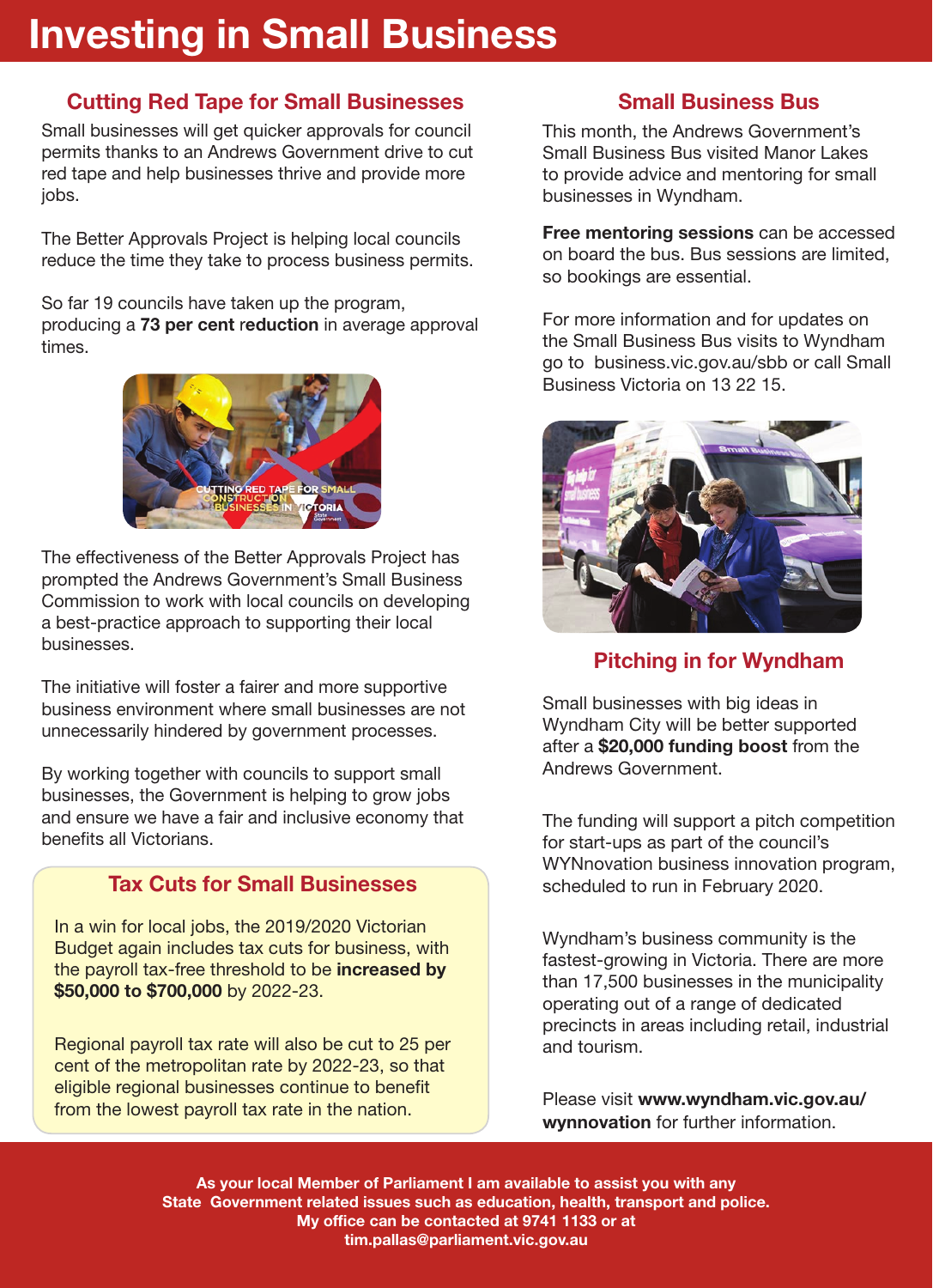# Investing in Small Business

## Cutting Red Tape for Small Businesses

Small businesses will get quicker approvals for council permits thanks to an Andrews Government drive to cut red tape and help businesses thrive and provide more jobs.

The Better Approvals Project is helping local councils reduce the time they take to process business permits.

So far 19 councils have taken up the program, producing a **73 per cent reduction** in average approval times.

The effectiveness of the Better Approvals Project has prompted the Andrews Government's Small Business Commission to work with local councils on developing a best-practice approach to supporting their local businesses.

The initiative will foster a fairer and more supportive business environment where small businesses are not unnecessarily hindered by government processes.

By working together with councils to support small businesses, the Government is helping to grow jobs and ensure we have a fair and inclusive economy that benefits all Victorians.

## Tax Cuts for Small Businesses

In a win for local jobs, the 2019/2020 Victorian Budget again includes tax cuts for business, with the payroll tax-free threshold to be **increased by $50,000 to $700,000** by 2022-23.

Regional payroll tax rate will also be cut to 25 per cent of the metropolitan rate by 2022-23, so that eligible regional businesses continue to benefit from the lowest payroll tax rate in the nation.

## Small Business Bus

This month, the Andrews Government's Small Business Bus visited Manor Lakes to provide advice and mentoring for small businesses in Wyndham.

**Free mentoring sessions** can be accessed on board the bus. Bus sessions are limited, so bookings are essential.

For more information and for updates on the Small Business Bus visits to Wyndham go to business.vic.gov.au/sbb or call Small Business Victoria on 13 22 15.

## Pitching in for Wyndham

Small businesses with big ideas in Wyndham City will be better supported after a **$20,000 funding boost** from the Andrews Government.

The funding will support a pitch competition for start-ups as part of the council's WYNnovation business innovation program, scheduled to run in February 2020.

Wyndham's business community is the fastest-growing in Victoria. There are more than 17,500 businesses in the municipality operating out of a range of dedicated precincts in areas including retail, industrial and tourism.

Please visit **www.wyndham.vic.gov.au/wynnovation** for further information.

**As your local Member of Parliament I am available to assist you with any State Government related issues such as education, health, transport and police. My office can be contacted at 9741 1133 or at tim.pallas@parliament.vic.gov.au**